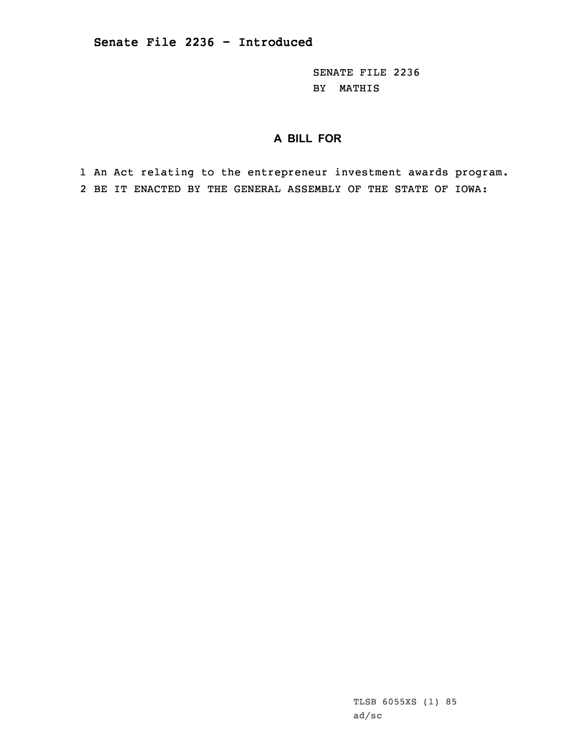# Senate File 2236 - Introduced

SENATE FILE 2236
BY MATHIS

## A BILL FOR

1 An Act relating to the entrepreneur investment awards program.
2 BE IT ENACTED BY THE GENERAL ASSEMBLY OF THE STATE OF IOWA:

TLSB 6055XS (1) 85
ad/sc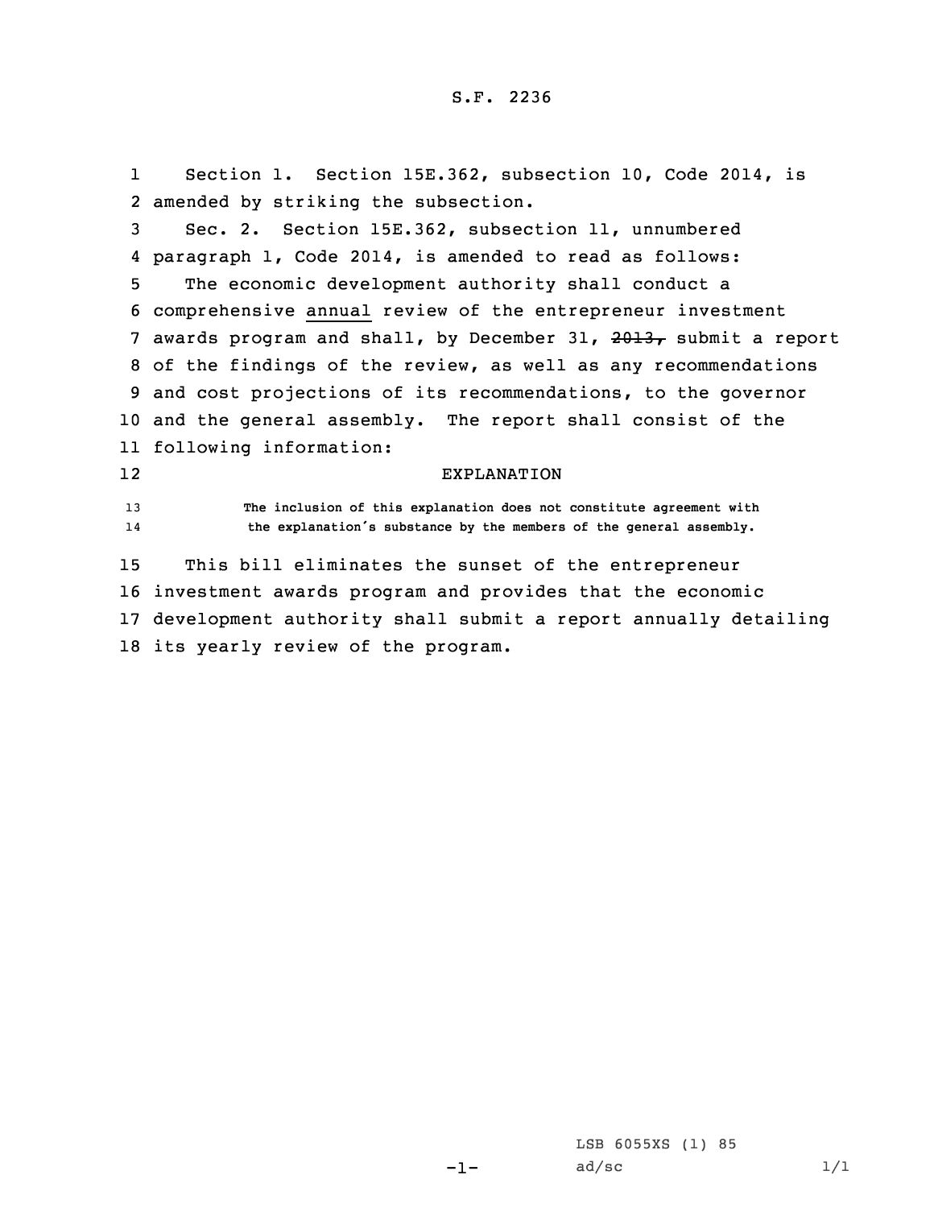S.F. 2236

Section 1. Section 15E.362, subsection 10, Code 2014, is amended by striking the subsection.

Sec. 2. Section 15E.362, subsection 11, unnumbered paragraph 1, Code 2014, is amended to read as follows:

The economic development authority shall conduct a comprehensive annual review of the entrepreneur investment awards program and shall, by December 31, ~~2013,~~ submit a report of the findings of the review, as well as any recommendations and cost projections of its recommendations, to the governor and the general assembly. The report shall consist of the following information:

EXPLANATION

The inclusion of this explanation does not constitute agreement with the explanation's substance by the members of the general assembly.

This bill eliminates the sunset of the entrepreneur investment awards program and provides that the economic development authority shall submit a report annually detailing its yearly review of the program.

LSB 6055XS (1) 85
ad/sc